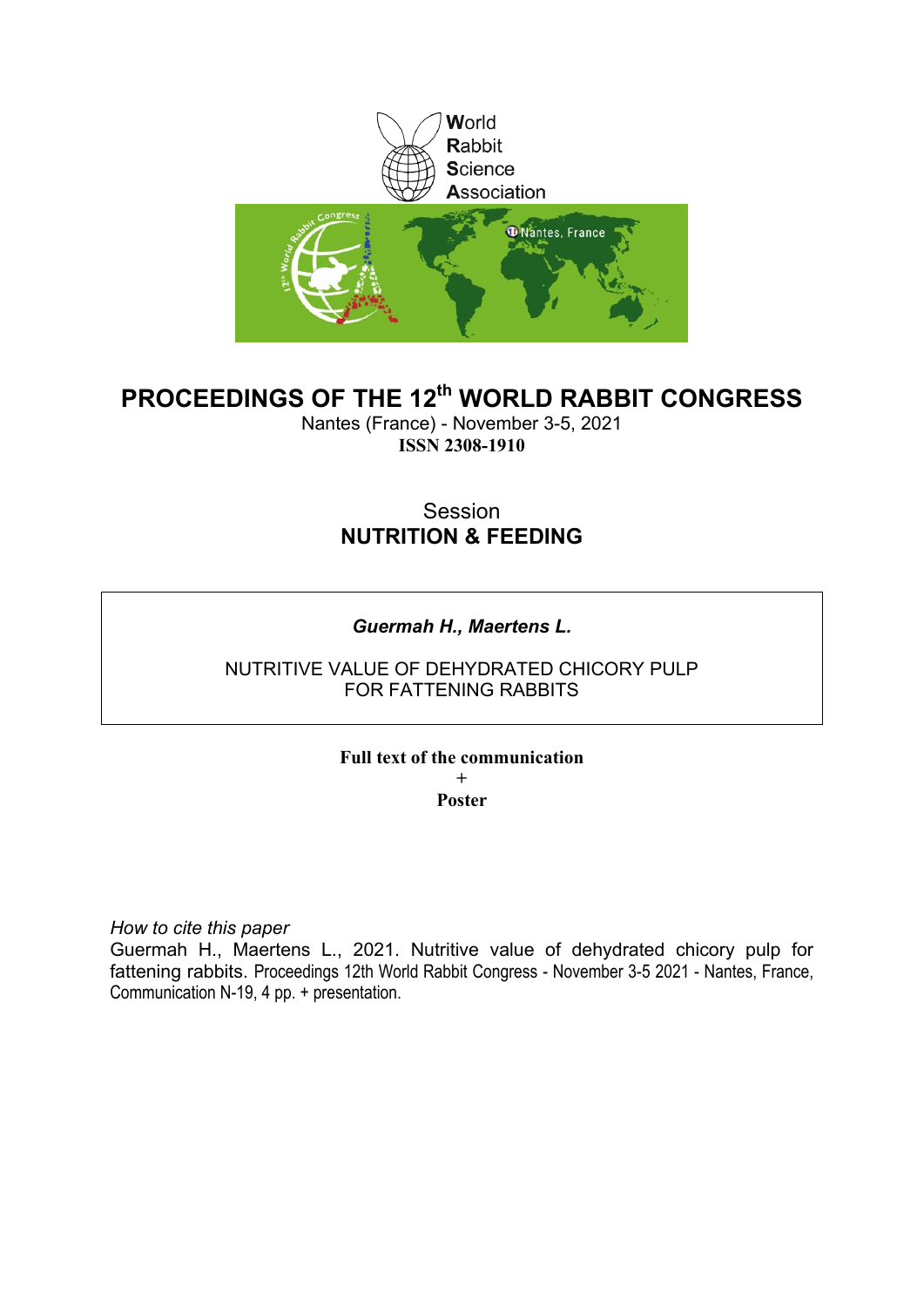World
Rabbit
Science
Association

# PROCEEDINGS OF THE 12th WORLD RABBIT CONGRESS

Nantes (France) - November 3-5, 2021

**ISSN 2308-1910**

Session

**NUTRITION & FEEDING**

***Guermah H., Maertens L.***

NUTRITIVE VALUE OF DEHYDRATED CHICORY PULP FOR FATTENING RABBITS

**Full text of the communication**

**+**

**Poster**

*How to cite this paper*

Guermah H., Maertens L., 2021. Nutritive value of dehydrated chicory pulp for fattening rabbits. Proceedings 12th World Rabbit Congress - November 3-5 2021 - Nantes, France, Communication N-19, 4 pp. + presentation.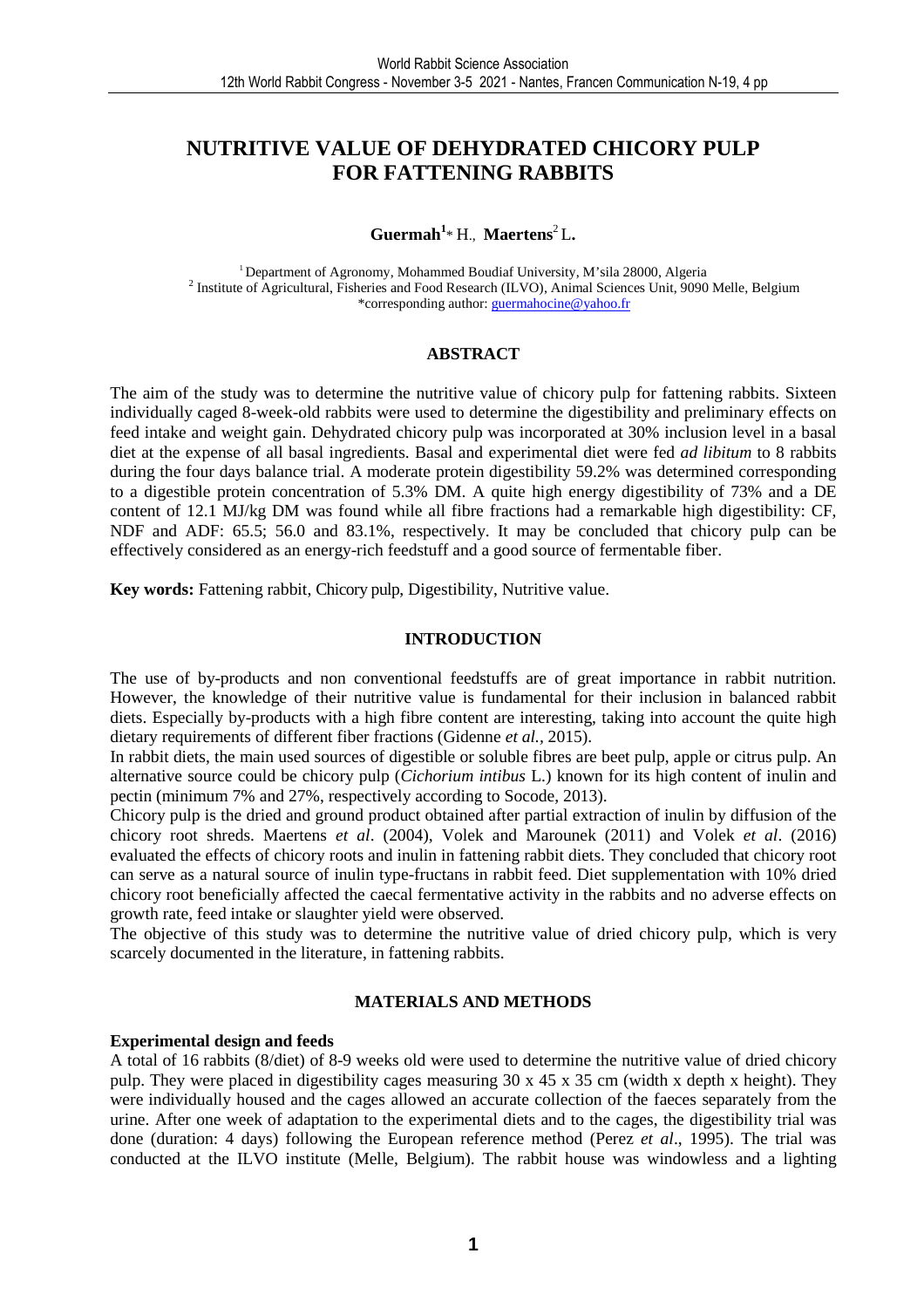# NUTRITIVE VALUE OF DEHYDRATED CHICORY PULP FOR FATTENING RABBITS

**Guermah**[1]* H., **Maertens**[2] L.

[1] Department of Agronomy, Mohammed Boudiaf University, M'sila 28000, Algeria
[2] Institute of Agricultural, Fisheries and Food Research (ILVO), Animal Sciences Unit, 9090 Melle, Belgium
*corresponding author: guermahocine@yahoo.fr

## ABSTRACT

The aim of the study was to determine the nutritive value of chicory pulp for fattening rabbits. Sixteen individually caged 8-week-old rabbits were used to determine the digestibility and preliminary effects on feed intake and weight gain. Dehydrated chicory pulp was incorporated at 30% inclusion level in a basal diet at the expense of all basal ingredients. Basal and experimental diet were fed *ad libitum* to 8 rabbits during the four days balance trial. A moderate protein digestibility 59.2% was determined corresponding to a digestible protein concentration of 5.3% DM. A quite high energy digestibility of 73% and a DE content of 12.1 MJ/kg DM was found while all fibre fractions had a remarkable high digestibility: CF, NDF and ADF: 65.5; 56.0 and 83.1%, respectively. It may be concluded that chicory pulp can be effectively considered as an energy-rich feedstuff and a good source of fermentable fiber.

**Key words:** Fattening rabbit, Chicory pulp, Digestibility, Nutritive value.

## INTRODUCTION

The use of by-products and non conventional feedstuffs are of great importance in rabbit nutrition. However, the knowledge of their nutritive value is fundamental for their inclusion in balanced rabbit diets. Especially by-products with a high fibre content are interesting, taking into account the quite high dietary requirements of different fiber fractions (Gidenne *et al.*, 2015).

In rabbit diets, the main used sources of digestible or soluble fibres are beet pulp, apple or citrus pulp. An alternative source could be chicory pulp (*Cichorium intibus* L.) known for its high content of inulin and pectin (minimum 7% and 27%, respectively according to Socode, 2013).

Chicory pulp is the dried and ground product obtained after partial extraction of inulin by diffusion of the chicory root shreds. Maertens *et al*. (2004), Volek and Marounek (2011) and Volek *et al*. (2016) evaluated the effects of chicory roots and inulin in fattening rabbit diets. They concluded that chicory root can serve as a natural source of inulin type-fructans in rabbit feed. Diet supplementation with 10% dried chicory root beneficially affected the caecal fermentative activity in the rabbits and no adverse effects on growth rate, feed intake or slaughter yield were observed.

The objective of this study was to determine the nutritive value of dried chicory pulp, which is very scarcely documented in the literature, in fattening rabbits.

## MATERIALS AND METHODS

**Experimental design and feeds**

A total of 16 rabbits (8/diet) of 8-9 weeks old were used to determine the nutritive value of dried chicory pulp. They were placed in digestibility cages measuring 30 x 45 x 35 cm (width x depth x height). They were individually housed and the cages allowed an accurate collection of the faeces separately from the urine. After one week of adaptation to the experimental diets and to the cages, the digestibility trial was done (duration: 4 days) following the European reference method (Perez *et al*., 1995). The trial was conducted at the ILVO institute (Melle, Belgium). The rabbit house was windowless and a lighting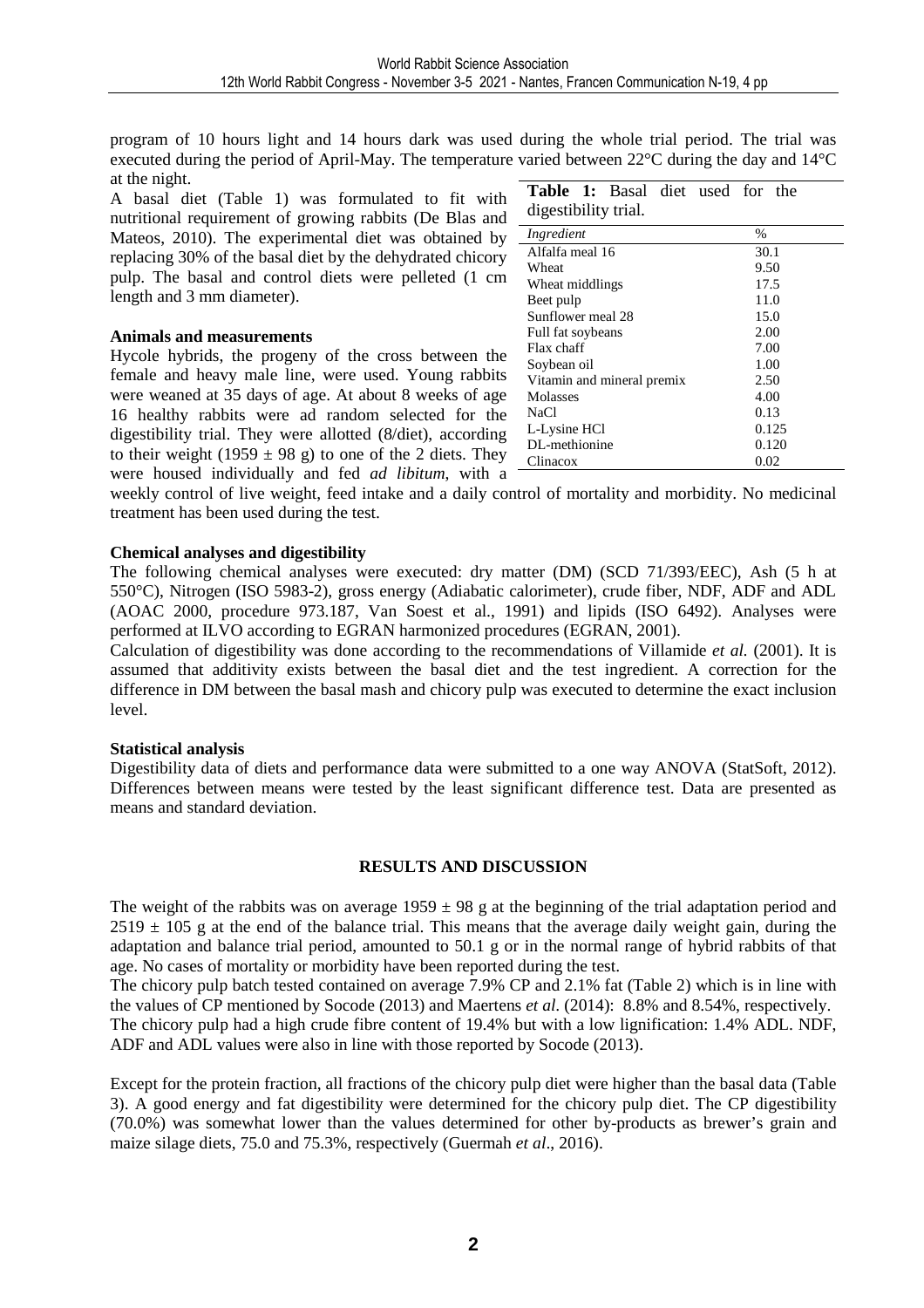program of 10 hours light and 14 hours dark was used during the whole trial period. The trial was executed during the period of April-May. The temperature varied between 22°C during the day and 14°C at the night.

A basal diet (Table 1) was formulated to fit with nutritional requirement of growing rabbits (De Blas and Mateos, 2010). The experimental diet was obtained by replacing 30% of the basal diet by the dehydrated chicory pulp. The basal and control diets were pelleted (1 cm length and 3 mm diameter).

**Table 1:** Basal diet used for the digestibility trial.

| *Ingredient* | % |
|---|---|
| Alfalfa meal 16 | 30.1 |
| Wheat | 9.50 |
| Wheat middlings | 17.5 |
| Beet pulp | 11.0 |
| Sunflower meal 28 | 15.0 |
| Full fat soybeans | 2.00 |
| Flax chaff | 7.00 |
| Soybean oil | 1.00 |
| Vitamin and mineral premix | 2.50 |
| Molasses | 4.00 |
| NaCl | 0.13 |
| L-Lysine HCl | 0.125 |
| DL-methionine | 0.120 |
| Clinacox | 0.02 |

**Animals and measurements**

Hycole hybrids, the progeny of the cross between the female and heavy male line, were used. Young rabbits were weaned at 35 days of age. At about 8 weeks of age 16 healthy rabbits were ad random selected for the digestibility trial. They were allotted (8/diet), according to their weight (1959 ± 98 g) to one of the 2 diets. They were housed individually and fed *ad libitum*, with a weekly control of live weight, feed intake and a daily control of mortality and morbidity. No medicinal treatment has been used during the test.

**Chemical analyses and digestibility**

The following chemical analyses were executed: dry matter (DM) (SCD 71/393/EEC), Ash (5 h at 550°C), Nitrogen (ISO 5983-2), gross energy (Adiabatic calorimeter), crude fiber, NDF, ADF and ADL (AOAC 2000, procedure 973.187, Van Soest et al., 1991) and lipids (ISO 6492). Analyses were performed at ILVO according to EGRAN harmonized procedures (EGRAN, 2001).

Calculation of digestibility was done according to the recommendations of Villamide *et al.* (2001). It is assumed that additivity exists between the basal diet and the test ingredient. A correction for the difference in DM between the basal mash and chicory pulp was executed to determine the exact inclusion level.

**Statistical analysis**

Digestibility data of diets and performance data were submitted to a one way ANOVA (StatSoft, 2012). Differences between means were tested by the least significant difference test. Data are presented as means and standard deviation.

## RESULTS AND DISCUSSION

The weight of the rabbits was on average 1959 ± 98 g at the beginning of the trial adaptation period and 2519 ± 105 g at the end of the balance trial. This means that the average daily weight gain, during the adaptation and balance trial period, amounted to 50.1 g or in the normal range of hybrid rabbits of that age. No cases of mortality or morbidity have been reported during the test.

The chicory pulp batch tested contained on average 7.9% CP and 2.1% fat (Table 2) which is in line with the values of CP mentioned by Socode (2013) and Maertens *et al.* (2014): 8.8% and 8.54%, respectively. The chicory pulp had a high crude fibre content of 19.4% but with a low lignification: 1.4% ADL. NDF, ADF and ADL values were also in line with those reported by Socode (2013).

Except for the protein fraction, all fractions of the chicory pulp diet were higher than the basal data (Table 3). A good energy and fat digestibility were determined for the chicory pulp diet. The CP digestibility (70.0%) was somewhat lower than the values determined for other by-products as brewer's grain and maize silage diets, 75.0 and 75.3%, respectively (Guermah *et al*., 2016).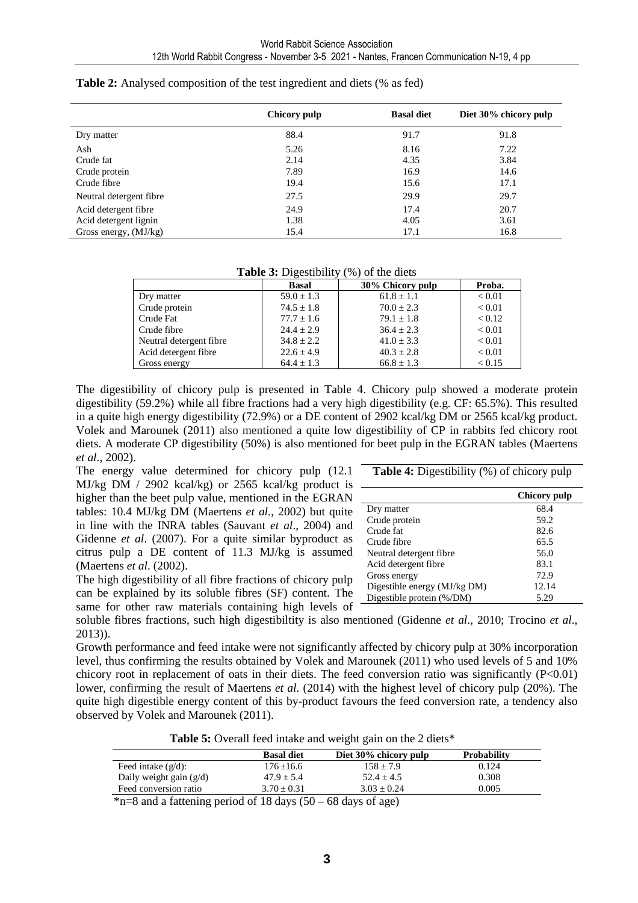**Table 2:** Analysed composition of the test ingredient and diets (% as fed)

| | Chicory pulp | Basal diet | Diet 30% chicory pulp |
|---|---|---|---|
| Dry matter | 88.4 | 91.7 | 91.8 |
| Ash | 5.26 | 8.16 | 7.22 |
| Crude fat | 2.14 | 4.35 | 3.84 |
| Crude protein | 7.89 | 16.9 | 14.6 |
| Crude fibre | 19.4 | 15.6 | 17.1 |
| Neutral detergent fibre | 27.5 | 29.9 | 29.7 |
| Acid detergent fibre | 24.9 | 17.4 | 20.7 |
| Acid detergent lignin | 1.38 | 4.05 | 3.61 |
| Gross energy, (MJ/kg) | 15.4 | 17.1 | 16.8 |

**Table 3:** Digestibility (%) of the diets

| | Basal | 30% Chicory pulp | Proba. |
|---|---|---|---|
| Dry matter | 59.0 ± 1.3 | 61.8 ± 1.1 | < 0.01 |
| Crude protein | 74.5 ± 1.8 | 70.0 ± 2.3 | < 0.01 |
| Crude Fat | 77.7 ± 1.6 | 79.1 ± 1.8 | < 0.12 |
| Crude fibre | 24.4 ± 2.9 | 36.4 ± 2.3 | < 0.01 |
| Neutral detergent fibre | 34.8 ± 2.2 | 41.0 ± 3.3 | < 0.01 |
| Acid detergent fibre | 22.6 ± 4.9 | 40.3 ± 2.8 | < 0.01 |
| Gross energy | 64.4 ± 1.3 | 66.8 ± 1.3 | < 0.15 |

The digestibility of chicory pulp is presented in Table 4. Chicory pulp showed a moderate protein digestibility (59.2%) while all fibre fractions had a very high digestibility (e.g. CF: 65.5%). This resulted in a quite high energy digestibility (72.9%) or a DE content of 2902 kcal/kg DM or 2565 kcal/kg product. Volek and Marounek (2011) also mentioned a quite low digestibility of CP in rabbits fed chicory root diets. A moderate CP digestibility (50%) is also mentioned for beet pulp in the EGRAN tables (Maertens *et al.*, 2002).

The energy value determined for chicory pulp (12.1 MJ/kg DM / 2902 kcal/kg) or 2565 kcal/kg product is higher than the beet pulp value, mentioned in the EGRAN tables: 10.4 MJ/kg DM (Maertens *et al.*, 2002) but quite in line with the INRA tables (Sauvant *et al*., 2004) and Gidenne *et al*. (2007). For a quite similar byproduct as citrus pulp a DE content of 11.3 MJ/kg is assumed (Maertens *et al*. (2002).

The high digestibility of all fibre fractions of chicory pulp can be explained by its soluble fibres (SF) content. The same for other raw materials containing high levels of soluble fibres fractions, such high digestibiltity is also mentioned (Gidenne *et al*., 2010; Trocino *et al*., 2013)).

**Table 4:** Digestibility (%) of chicory pulp

| | Chicory pulp |
|---|---|
| Dry matter | 68.4 |
| Crude protein | 59.2 |
| Crude fat | 82.6 |
| Crude fibre | 65.5 |
| Neutral detergent fibre | 56.0 |
| Acid detergent fibre | 83.1 |
| Gross energy | 72.9 |
| Digestible energy (MJ/kg DM) | 12.14 |
| Digestible protein (%/DM) | 5.29 |

Growth performance and feed intake were not significantly affected by chicory pulp at 30% incorporation level, thus confirming the results obtained by Volek and Marounek (2011) who used levels of 5 and 10% chicory root in replacement of oats in their diets. The feed conversion ratio was significantly ($P<0.01$) lower, confirming the result of Maertens *et al.* (2014) with the highest level of chicory pulp (20%). The quite high digestible energy content of this by-product favours the feed conversion rate, a tendency also observed by Volek and Marounek (2011).

**Table 5:** Overall feed intake and weight gain on the 2 diets*

| | Basal diet | Diet 30% chicory pulp | Probability |
|---|---|---|---|
| Feed intake (g/d): | 176 ±16.6 | 158 ± 7.9 | 0.124 |
| Daily weight gain (g/d) | 47.9 ± 5.4 | 52.4 ± 4.5 | 0.308 |
| Feed conversion ratio | 3.70 ± 0.31 | 3.03 ± 0.24 | 0.005 |

*n=8 and a fattening period of 18 days (50 – 68 days of age)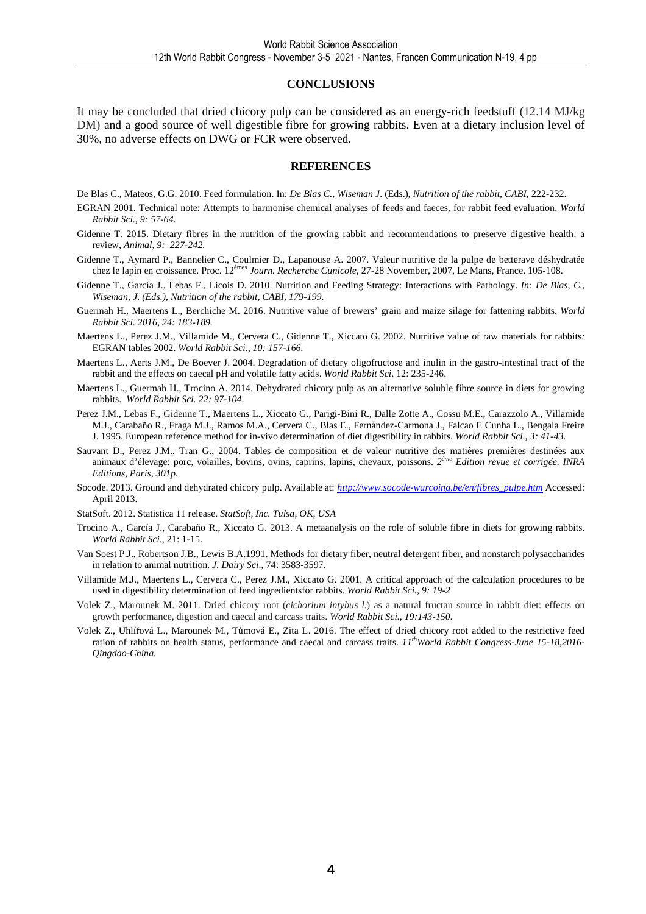## CONCLUSIONS

It may be concluded that dried chicory pulp can be considered as an energy-rich feedstuff (12.14 MJ/kg DM) and a good source of well digestible fibre for growing rabbits. Even at a dietary inclusion level of 30%, no adverse effects on DWG or FCR were observed.

## REFERENCES

De Blas C., Mateos, G.G. 2010. Feed formulation. In: *De Blas C., Wiseman J.* (Eds.), *Nutrition of the rabbit, CABI*, 222-232.

EGRAN 2001. Technical note: Attempts to harmonise chemical analyses of feeds and faeces, for rabbit feed evaluation. *World Rabbit Sci., 9: 57-64.*

Gidenne T. 2015. Dietary fibres in the nutrition of the growing rabbit and recommendations to preserve digestive health: a review, *Animal, 9: 227-242.*

Gidenne T., Aymard P., Bannelier C., Coulmier D., Lapanouse A. 2007. Valeur nutritive de la pulpe de betterave déshydratée chez le lapin en croissance. Proc. 12[èmes] *Journ. Recherche Cunicole,* 27-28 November, 2007, Le Mans, France. 105-108.

Gidenne T., García J., Lebas F., Licois D. 2010. Nutrition and Feeding Strategy: Interactions with Pathology. *In: De Blas, C., Wiseman, J. (Eds.), Nutrition of the rabbit, CABI, 179-199.*

Guermah H., Maertens L., Berchiche M. 2016. Nutritive value of brewers' grain and maize silage for fattening rabbits. *World Rabbit Sci. 2016, 24: 183-189.*

Maertens L., Perez J.M., Villamide M., Cervera C., Gidenne T., Xiccato G. 2002. Nutritive value of raw materials for rabbits*:* EGRAN tables 2002. *World Rabbit Sci., 10: 157-166.*

Maertens L., Aerts J.M., De Boever J. 2004. Degradation of dietary oligofructose and inulin in the gastro-intestinal tract of the rabbit and the effects on caecal pH and volatile fatty acids. *World Rabbit Sci*. 12: 235-246.

Maertens L., Guermah H., Trocino A. 2014. Dehydrated chicory pulp as an alternative soluble fibre source in diets for growing rabbits. *World Rabbit Sci. 22: 97-104*.

Perez J.M., Lebas F., Gidenne T., Maertens L., Xiccato G., Parigi-Bini R., Dalle Zotte A., Cossu M.E., Carazzolo A., Villamide M.J., Carabaño R., Fraga M.J., Ramos M.A., Cervera C., Blas E., Fernàndez-Carmona J., Falcao E Cunha L., Bengala Freire J. 1995. European reference method for in-vivo determination of diet digestibility in rabbits. *World Rabbit Sci., 3: 41-43.*

Sauvant D., Perez J.M., Tran G., 2004. Tables de composition et de valeur nutritive des matières premières destinées aux animaux d'élevage: porc, volailles, bovins, ovins, caprins, lapins, chevaux, poissons. *2[ème] Edition revue et corrigée. INRA Editions, Paris, 301p.*

Socode. 2013. Ground and dehydrated chicory pulp. Available at: http://www.socode-warcoing.be/en/fibres_pulpe.htm Accessed: April 2013.

StatSoft. 2012. Statistica 11 release. *StatSoft, Inc. Tulsa, OK, USA*

Trocino A., García J., Carabaño R., Xiccato G. 2013. A metaanalysis on the role of soluble fibre in diets for growing rabbits. *World Rabbit Sci*., 21: 1-15.

Van Soest P.J., Robertson J.B., Lewis B.A.1991. Methods for dietary fiber, neutral detergent fiber, and nonstarch polysaccharides in relation to animal nutrition. *J. Dairy Sci*., 74: 3583-3597.

Villamide M.J., Maertens L., Cervera C., Perez J.M., Xiccato G. 2001. A critical approach of the calculation procedures to be used in digestibility determination of feed ingredientsfor rabbits. *World Rabbit Sci., 9: 19-2*

Volek Z., Marounek M. 2011. Dried chicory root (*cichorium intybus l.*) as a natural fructan source in rabbit diet: effects on growth performance, digestion and caecal and carcass traits. *World Rabbit Sci., 19:143-150.*

Volek Z., Uhlířová L., Marounek M., Tůmová E., Zita L. 2016. The effect of dried chicory root added to the restrictive feed ration of rabbits on health status, performance and caecal and carcass traits. *11[th]World Rabbit Congress-June 15-18,2016-Qingdao-China.*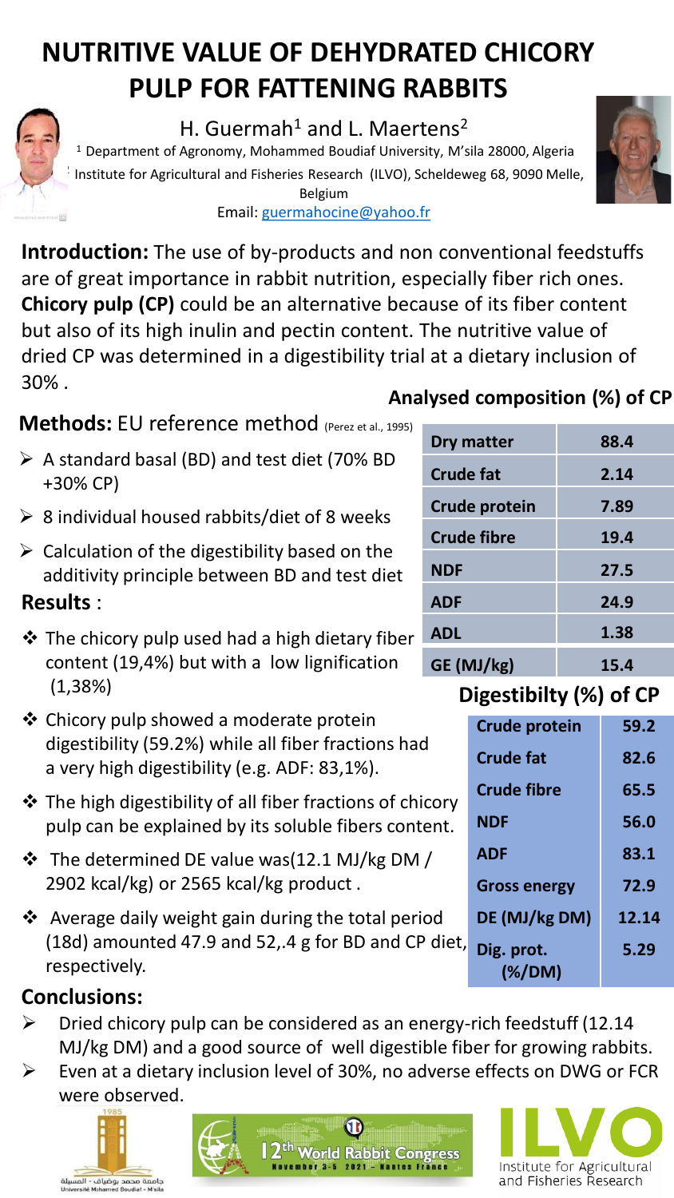# NUTRITIVE VALUE OF DEHYDRATED CHICORY PULP FOR FATTENING RABBITS

H. Guermah[1] and L. Maertens[2]

[1] Department of Agronomy, Mohammed Boudiaf University, M'sila 28000, Algeria

[2] Institute for Agricultural and Fisheries Research (ILVO), Scheldeweg 68, 9090 Melle, Belgium

Email: guermahocine@yahoo.fr

**Introduction:** The use of by-products and non conventional feedstuffs are of great importance in rabbit nutrition, especially fiber rich ones. **Chicory pulp (CP)** could be an alternative because of its fiber content but also of its high inulin and pectin content. The nutritive value of dried CP was determined in a digestibility trial at a dietary inclusion of 30% .

**Methods:** EU reference method (Perez et al., 1995)

- A standard basal (BD) and test diet (70% BD +30% CP)
- 8 individual housed rabbits/diet of 8 weeks
- Calculation of the digestibility based on the additivity principle between BD and test diet

### Analysed composition (%) of CP

| | |
|---|---|
| Dry matter | 88.4 |
| Crude fat | 2.14 |
| Crude protein | 7.89 |
| Crude fibre | 19.4 |
| NDF | 27.5 |
| ADF | 24.9 |
| ADL | 1.38 |
| GE (MJ/kg) | 15.4 |

**Results** :

- The chicory pulp used had a high dietary fiber content (19,4%) but with a low lignification (1,38%)
- Chicory pulp showed a moderate protein digestibility (59.2%) while all fiber fractions had a very high digestibility (e.g. ADF: 83,1%).
- The high digestibility of all fiber fractions of chicory pulp can be explained by its soluble fibers content.
- The determined DE value was(12.1 MJ/kg DM / 2902 kcal/kg) or 2565 kcal/kg product .
- Average daily weight gain during the total period (18d) amounted 47.9 and 52,.4 g for BD and CP diet, respectively.

### Digestibilty (%) of CP

| | |
|---|---|
| Crude protein | 59.2 |
| Crude fat | 82.6 |
| Crude fibre | 65.5 |
| NDF | 56.0 |
| ADF | 83.1 |
| Gross energy | 72.9 |
| DE (MJ/kg DM) | 12.14 |
| Dig. prot. (%/DM) | 5.29 |

**Conclusions:**

- Dried chicory pulp can be considered as an energy-rich feedstuff (12.14 MJ/kg DM) and a good source of well digestible fiber for growing rabbits.
- Even at a dietary inclusion level of 30%, no adverse effects on DWG or FCR were observed.